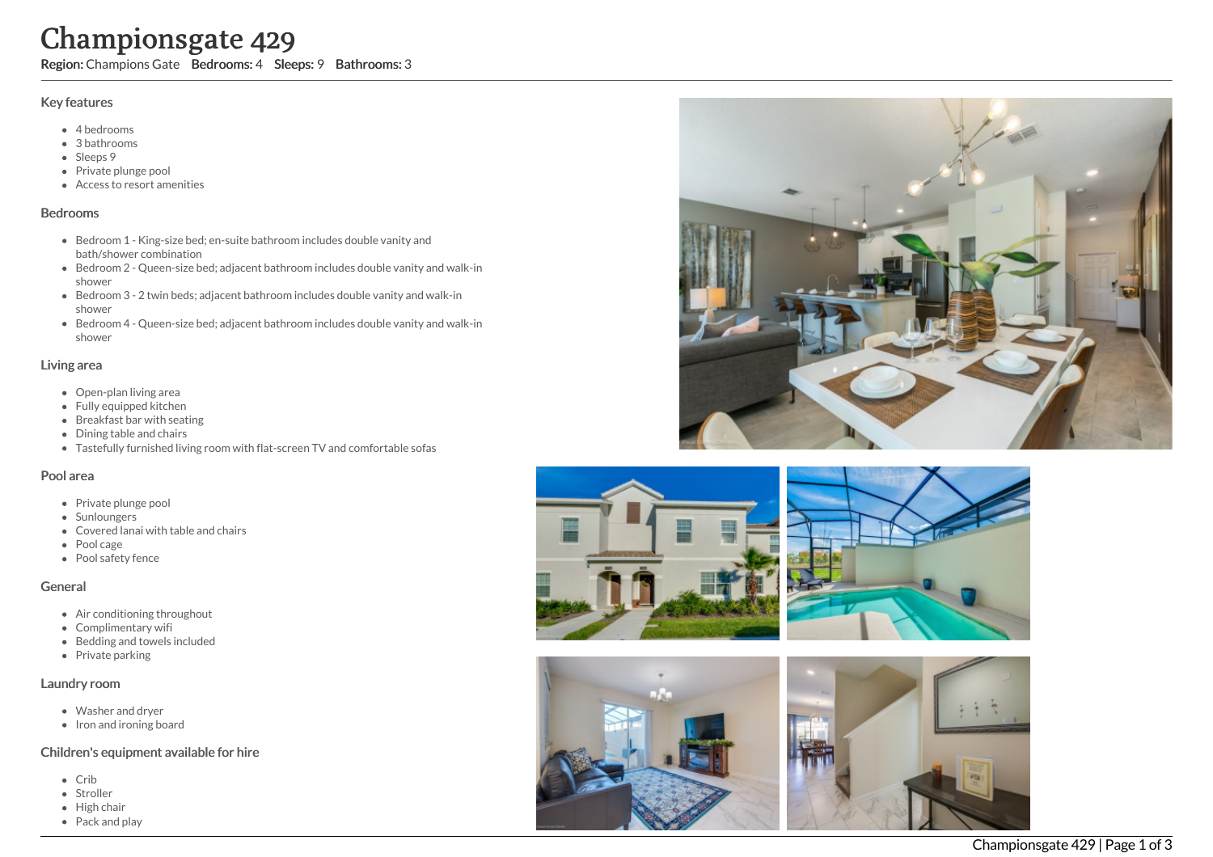# Championsgate 429

**Region:** Champions Gate **Bedrooms:** 4 **Sleeps:** 9 **Bathrooms:** 3

## Key features

- 4 bedrooms
- 3 bathrooms
- Sleeps 9
- Private plunge pool
- Access to resort amenities

## Bedrooms

- Bedroom 1 - King-size bed; en-suite bathroom includes double vanity and bath/shower combination
- Bedroom 2 - Queen-size bed; adjacent bathroom includes double vanity and walk-in shower
- Bedroom 3 - 2 twin beds; adjacent bathroom includes double vanity and walk-in shower
- Bedroom 4 - Queen-size bed; adjacent bathroom includes double vanity and walk-in shower

## Living area

- Open-plan living area
- Fully equipped kitchen
- Breakfast bar with seating
- Dining table and chairs
- Tastefully furnished living room with flat-screen TV and comfortable sofas

## Pool area

- Private plunge pool
- Sunloungers
- Covered lanai with table and chairs
- Pool cage
- Pool safety fence

## General

- Air conditioning throughout
- Complimentary wifi
- Bedding and towels included
- Private parking

## Laundry room

- Washer and dryer
- Iron and ironing board

## Children's equipment available for hire

- Crib
- Stroller
- High chair
- Pack and play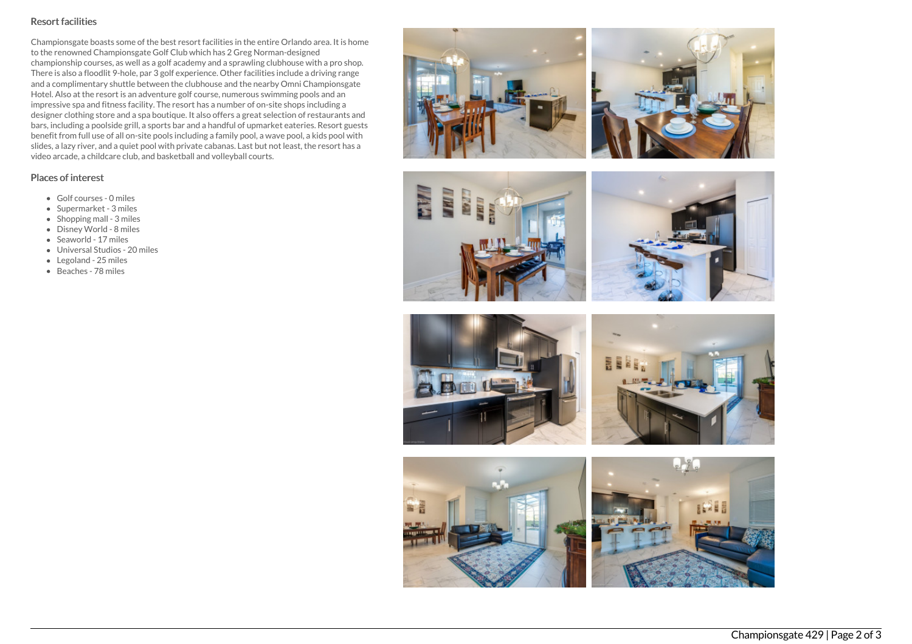## Resort facilities

Championsgate boasts some of the best resort facilities in the entire Orlando area. It is home to the renowned Championsgate Golf Club which has 2 Greg Norman-designed championship courses, as well as a golf academy and a sprawling clubhouse with a pro shop. There is also a floodlit 9-hole, par 3 golf experience. Other facilities include a driving range and a complimentary shuttle between the clubhouse and the nearby Omni Championsgate Hotel. Also at the resort is an adventure golf course, numerous swimming pools and an impressive spa and fitness facility. The resort has a number of on-site shops including a designer clothing store and a spa boutique. It also offers a great selection of restaurants and bars, including a poolside grill, a sports bar and a handful of upmarket eateries. Resort guests benefit from full use of all on-site pools including a family pool, a wave pool, a kids pool with slides, a lazy river, and a quiet pool with private cabanas. Last but not least, the resort has a video arcade, a childcare club, and basketball and volleyball courts.

## Places of interest

- Golf courses - 0 miles
- Supermarket - 3 miles
- Shopping mall - 3 miles
- Disney World - 8 miles
- Seaworld - 17 miles
- Universal Studios - 20 miles
- Legoland - 25 miles
- Beaches - 78 miles